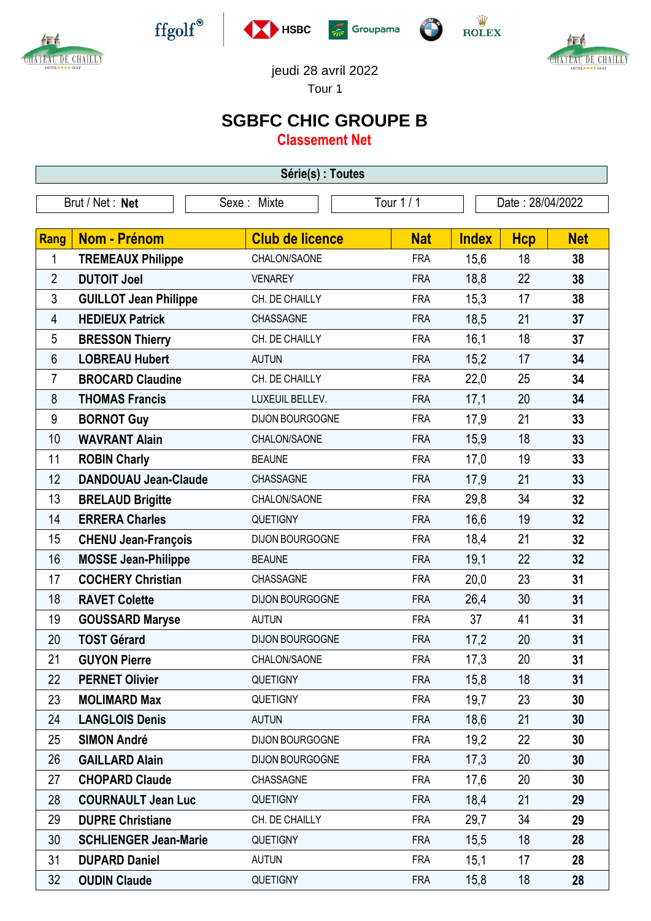jeudi 28 avril 2022

Tour 1

# SGBFC CHIC GROUPE B

## Classement Net

| Série(s) : Toutes |
|---|

| Brut / Net : **Net** | Sexe : Mixte | Tour 1 / 1 | Date : 28/04/2022 |
|---|---|---|---|

| Rang | Nom - Prénom | Club de licence | Nat | Index | Hcp | Net |
|---|---|---|---|---|---|---|
| 1 | **TREMEAUX Philippe** | CHALON/SAONE | FRA | 15,6 | 18 | **38** |
| 2 | **DUTOIT Joel** | VENAREY | FRA | 18,8 | 22 | **38** |
| 3 | **GUILLOT Jean Philippe** | CH. DE CHAILLY | FRA | 15,3 | 17 | **38** |
| 4 | **HEDIEUX Patrick** | CHASSAGNE | FRA | 18,5 | 21 | **37** |
| 5 | **BRESSON Thierry** | CH. DE CHAILLY | FRA | 16,1 | 18 | **37** |
| 6 | **LOBREAU Hubert** | AUTUN | FRA | 15,2 | 17 | **34** |
| 7 | **BROCARD Claudine** | CH. DE CHAILLY | FRA | 22,0 | 25 | **34** |
| 8 | **THOMAS Francis** | LUXEUIL BELLEV. | FRA | 17,1 | 20 | **34** |
| 9 | **BORNOT Guy** | DIJON BOURGOGNE | FRA | 17,9 | 21 | **33** |
| 10 | **WAVRANT Alain** | CHALON/SAONE | FRA | 15,9 | 18 | **33** |
| 11 | **ROBIN Charly** | BEAUNE | FRA | 17,0 | 19 | **33** |
| 12 | **DANDOUAU Jean-Claude** | CHASSAGNE | FRA | 17,9 | 21 | **33** |
| 13 | **BRELAUD Brigitte** | CHALON/SAONE | FRA | 29,8 | 34 | **32** |
| 14 | **ERRERA Charles** | QUETIGNY | FRA | 16,6 | 19 | **32** |
| 15 | **CHENU Jean-François** | DIJON BOURGOGNE | FRA | 18,4 | 21 | **32** |
| 16 | **MOSSE Jean-Philippe** | BEAUNE | FRA | 19,1 | 22 | **32** |
| 17 | **COCHERY Christian** | CHASSAGNE | FRA | 20,0 | 23 | **31** |
| 18 | **RAVET Colette** | DIJON BOURGOGNE | FRA | 26,4 | 30 | **31** |
| 19 | **GOUSSARD Maryse** | AUTUN | FRA | 37 | 41 | **31** |
| 20 | **TOST Gérard** | DIJON BOURGOGNE | FRA | 17,2 | 20 | **31** |
| 21 | **GUYON Pierre** | CHALON/SAONE | FRA | 17,3 | 20 | **31** |
| 22 | **PERNET Olivier** | QUETIGNY | FRA | 15,8 | 18 | **31** |
| 23 | **MOLIMARD Max** | QUETIGNY | FRA | 19,7 | 23 | **30** |
| 24 | **LANGLOIS Denis** | AUTUN | FRA | 18,6 | 21 | **30** |
| 25 | **SIMON André** | DIJON BOURGOGNE | FRA | 19,2 | 22 | **30** |
| 26 | **GAILLARD Alain** | DIJON BOURGOGNE | FRA | 17,3 | 20 | **30** |
| 27 | **CHOPARD Claude** | CHASSAGNE | FRA | 17,6 | 20 | **30** |
| 28 | **COURNAULT Jean Luc** | QUETIGNY | FRA | 18,4 | 21 | **29** |
| 29 | **DUPRE Christiane** | CH. DE CHAILLY | FRA | 29,7 | 34 | **29** |
| 30 | **SCHLIENGER Jean-Marie** | QUETIGNY | FRA | 15,5 | 18 | **28** |
| 31 | **DUPARD Daniel** | AUTUN | FRA | 15,1 | 17 | **28** |
| 32 | **OUDIN Claude** | QUETIGNY | FRA | 15,8 | 18 | **28** |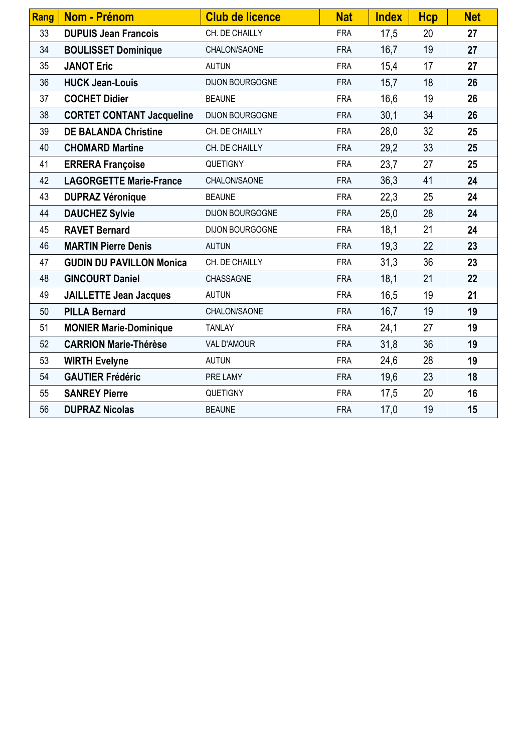| Rang | Nom - Prénom | Club de licence | Nat | Index | Hcp | Net |
|---|---|---|---|---|---|---|
| 33 | **DUPUIS Jean Francois** | CH. DE CHAILLY | FRA | 17,5 | 20 | **27** |
| 34 | **BOULISSET Dominique** | CHALON/SAONE | FRA | 16,7 | 19 | **27** |
| 35 | **JANOT Eric** | AUTUN | FRA | 15,4 | 17 | **27** |
| 36 | **HUCK Jean-Louis** | DIJON BOURGOGNE | FRA | 15,7 | 18 | **26** |
| 37 | **COCHET Didier** | BEAUNE | FRA | 16,6 | 19 | **26** |
| 38 | **CORTET CONTANT Jacqueline** | DIJON BOURGOGNE | FRA | 30,1 | 34 | **26** |
| 39 | **DE BALANDA Christine** | CH. DE CHAILLY | FRA | 28,0 | 32 | **25** |
| 40 | **CHOMARD Martine** | CH. DE CHAILLY | FRA | 29,2 | 33 | **25** |
| 41 | **ERRERA Françoise** | QUETIGNY | FRA | 23,7 | 27 | **25** |
| 42 | **LAGORGETTE Marie-France** | CHALON/SAONE | FRA | 36,3 | 41 | **24** |
| 43 | **DUPRAZ Véronique** | BEAUNE | FRA | 22,3 | 25 | **24** |
| 44 | **DAUCHEZ Sylvie** | DIJON BOURGOGNE | FRA | 25,0 | 28 | **24** |
| 45 | **RAVET Bernard** | DIJON BOURGOGNE | FRA | 18,1 | 21 | **24** |
| 46 | **MARTIN Pierre Denis** | AUTUN | FRA | 19,3 | 22 | **23** |
| 47 | **GUDIN DU PAVILLON Monica** | CH. DE CHAILLY | FRA | 31,3 | 36 | **23** |
| 48 | **GINCOURT Daniel** | CHASSAGNE | FRA | 18,1 | 21 | **22** |
| 49 | **JAILLETTE Jean Jacques** | AUTUN | FRA | 16,5 | 19 | **21** |
| 50 | **PILLA Bernard** | CHALON/SAONE | FRA | 16,7 | 19 | **19** |
| 51 | **MONIER Marie-Dominique** | TANLAY | FRA | 24,1 | 27 | **19** |
| 52 | **CARRION Marie-Thérèse** | VAL D'AMOUR | FRA | 31,8 | 36 | **19** |
| 53 | **WIRTH Evelyne** | AUTUN | FRA | 24,6 | 28 | **19** |
| 54 | **GAUTIER Frédéric** | PRE LAMY | FRA | 19,6 | 23 | **18** |
| 55 | **SANREY Pierre** | QUETIGNY | FRA | 17,5 | 20 | **16** |
| 56 | **DUPRAZ Nicolas** | BEAUNE | FRA | 17,0 | 19 | **15** |